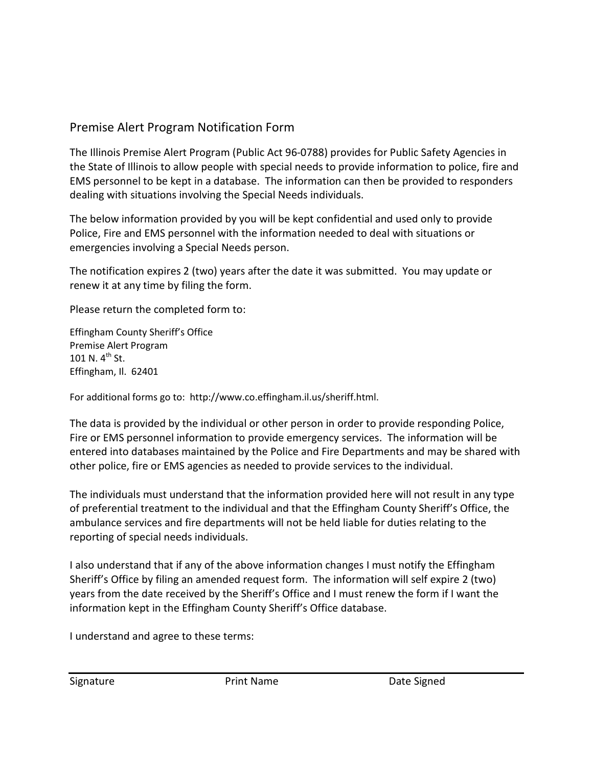# Premise Alert Program Notification Form

The Illinois Premise Alert Program (Public Act 96-0788) provides for Public Safety Agencies in the State of Illinois to allow people with special needs to provide information to police, fire and EMS personnel to be kept in a database. The information can then be provided to responders dealing with situations involving the Special Needs individuals.

The below information provided by you will be kept confidential and used only to provide Police, Fire and EMS personnel with the information needed to deal with situations or emergencies involving a Special Needs person.

The notification expires 2 (two) years after the date it was submitted. You may update or renew it at any time by filing the form.

Please return the completed form to:

Effingham County Sheriff's Office
Premise Alert Program
101 N. 4th St.
Effingham, Il. 62401

For additional forms go to: http://www.co.effingham.il.us/sheriff.html.

The data is provided by the individual or other person in order to provide responding Police, Fire or EMS personnel information to provide emergency services. The information will be entered into databases maintained by the Police and Fire Departments and may be shared with other police, fire or EMS agencies as needed to provide services to the individual.

The individuals must understand that the information provided here will not result in any type of preferential treatment to the individual and that the Effingham County Sheriff's Office, the ambulance services and fire departments will not be held liable for duties relating to the reporting of special needs individuals.

I also understand that if any of the above information changes I must notify the Effingham Sheriff's Office by filing an amended request form. The information will self expire 2 (two) years from the date received by the Sheriff's Office and I must renew the form if I want the information kept in the Effingham County Sheriff's Office database.

I understand and agree to these terms:

______________________________________________________________________

Signature                Print Name                Date Signed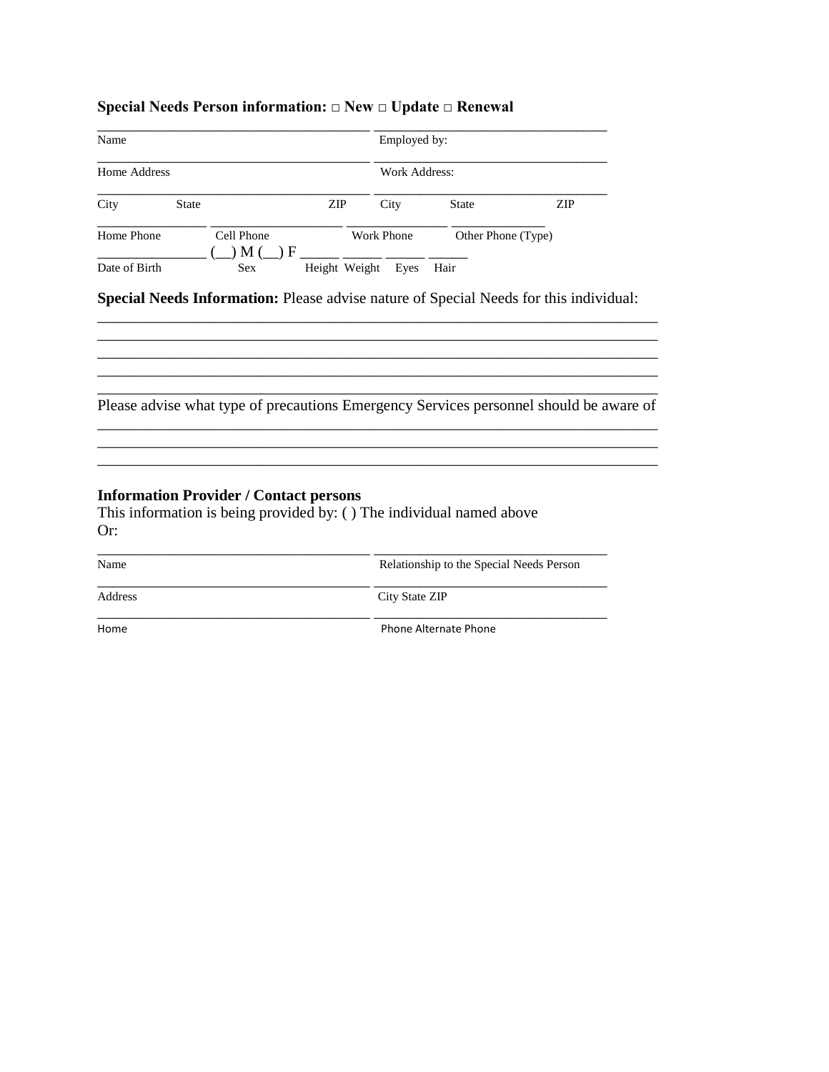**Special Needs Person information: □ New □ Update □ Renewal**

_______________________________________ __________________________________
Name Employed by:

_______________________________________ __________________________________
Home Address Work Address:

_______________________________________ __________________________________
City State ZIP City State ZIP

_______________ ___________________ ______________ _____________
Home Phone Cell Phone Work Phone Other Phone (Type)

_______________ (__) M (__) F _____ _____ _____ _____
Date of Birth Sex Height Weight Eyes Hair

**Special Needs Information:** Please advise nature of Special Needs for this individual:

___________________________________________________________________________
___________________________________________________________________________
___________________________________________________________________________
___________________________________________________________________________
___________________________________________________________________________

Please advise what type of precautions Emergency Services personnel should be aware of

___________________________________________________________________________
___________________________________________________________________________
___________________________________________________________________________

**Information Provider / Contact persons**

This information is being provided by: ( ) The individual named above

Or:

_______________________________________ __________________________________
Name Relationship to the Special Needs Person

_______________________________________ __________________________________
Address City State ZIP

_______________________________________ __________________________________
Home Phone Alternate Phone